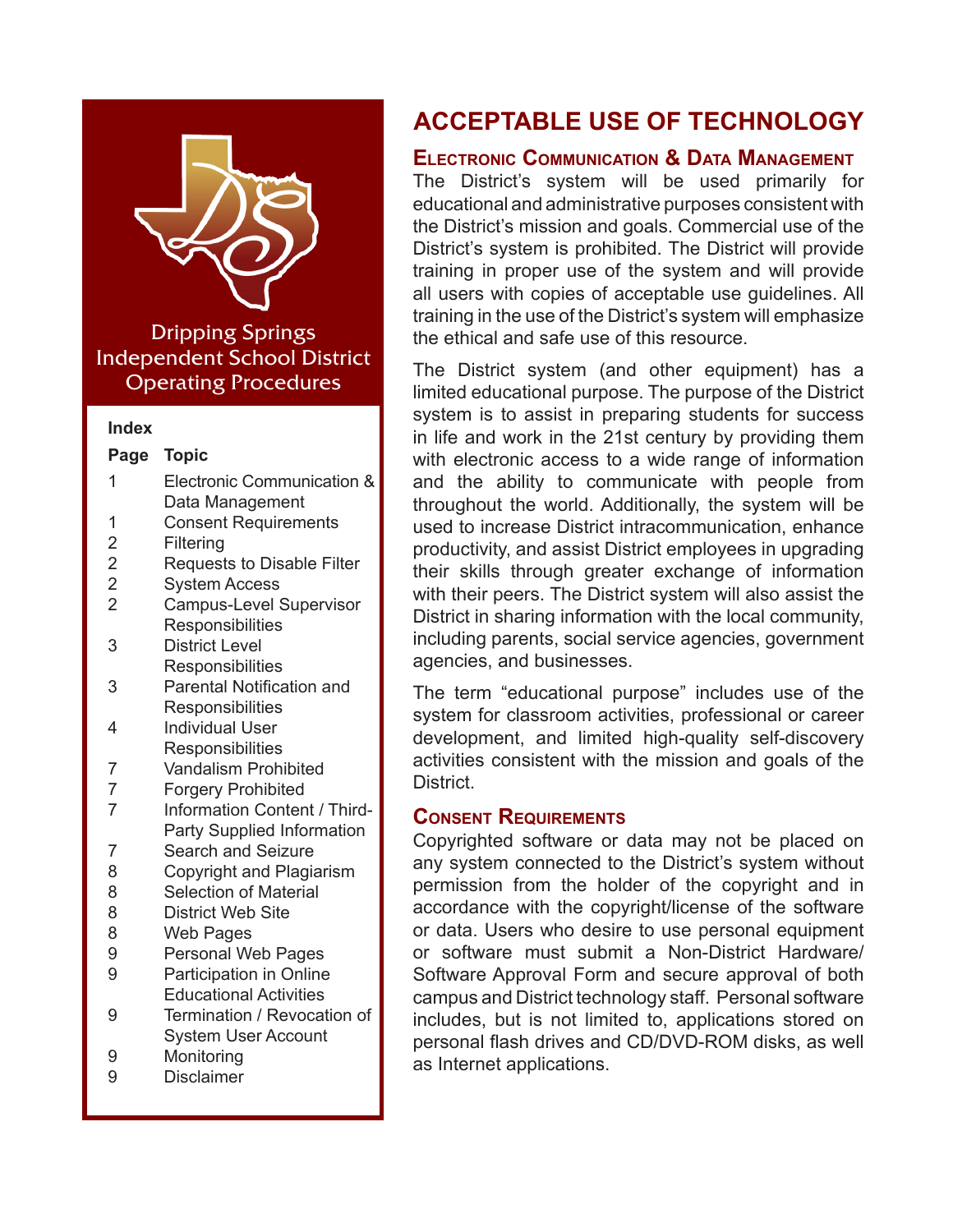Dripping Springs Independent School District Operating Procedures

**Index**

| Page | Topic |
| --- | --- |
| 1 | Electronic Communication & Data Management |
| 1 | Consent Requirements |
| 2 | Filtering |
| 2 | Requests to Disable Filter |
| 2 | System Access |
| 2 | Campus-Level Supervisor Responsibilities |
| 3 | District Level Responsibilities |
| 3 | Parental Notification and Responsibilities |
| 4 | Individual User Responsibilities |
| 7 | Vandalism Prohibited |
| 7 | Forgery Prohibited |
| 7 | Information Content / Third-Party Supplied Information |
| 7 | Search and Seizure |
| 8 | Copyright and Plagiarism |
| 8 | Selection of Material |
| 8 | District Web Site |
| 8 | Web Pages |
| 9 | Personal Web Pages |
| 9 | Participation in Online Educational Activities |
| 9 | Termination / Revocation of System User Account |
| 9 | Monitoring |
| 9 | Disclaimer |

# ACCEPTABLE USE OF TECHNOLOGY

## Electronic Communication & Data Management

The District's system will be used primarily for educational and administrative purposes consistent with the District's mission and goals. Commercial use of the District's system is prohibited. The District will provide training in proper use of the system and will provide all users with copies of acceptable use guidelines. All training in the use of the District's system will emphasize the ethical and safe use of this resource.

The District system (and other equipment) has a limited educational purpose. The purpose of the District system is to assist in preparing students for success in life and work in the 21st century by providing them with electronic access to a wide range of information and the ability to communicate with people from throughout the world. Additionally, the system will be used to increase District intracommunication, enhance productivity, and assist District employees in upgrading their skills through greater exchange of information with their peers. The District system will also assist the District in sharing information with the local community, including parents, social service agencies, government agencies, and businesses.

The term "educational purpose" includes use of the system for classroom activities, professional or career development, and limited high-quality self-discovery activities consistent with the mission and goals of the District.

## Consent Requirements

Copyrighted software or data may not be placed on any system connected to the District's system without permission from the holder of the copyright and in accordance with the copyright/license of the software or data. Users who desire to use personal equipment or software must submit a Non-District Hardware/Software Approval Form and secure approval of both campus and District technology staff. Personal software includes, but is not limited to, applications stored on personal flash drives and CD/DVD-ROM disks, as well as Internet applications.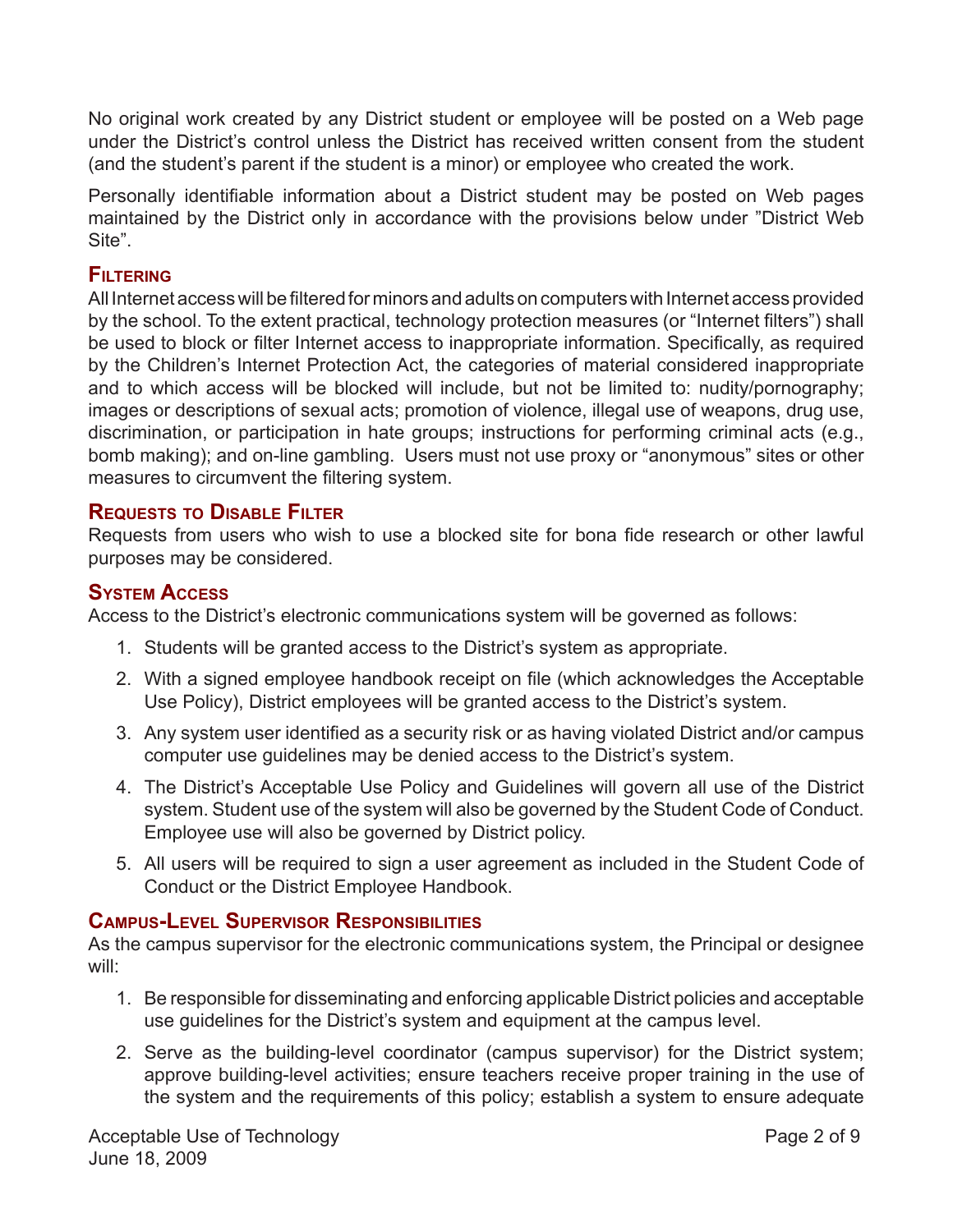No original work created by any District student or employee will be posted on a Web page under the District's control unless the District has received written consent from the student (and the student's parent if the student is a minor) or employee who created the work.

Personally identifiable information about a District student may be posted on Web pages maintained by the District only in accordance with the provisions below under "District Web Site".

## Filtering

All Internet access will be filtered for minors and adults on computers with Internet access provided by the school. To the extent practical, technology protection measures (or "Internet filters") shall be used to block or filter Internet access to inappropriate information. Specifically, as required by the Children's Internet Protection Act, the categories of material considered inappropriate and to which access will be blocked will include, but not be limited to: nudity/pornography; images or descriptions of sexual acts; promotion of violence, illegal use of weapons, drug use, discrimination, or participation in hate groups; instructions for performing criminal acts (e.g., bomb making); and on-line gambling. Users must not use proxy or "anonymous" sites or other measures to circumvent the filtering system.

## Requests to Disable Filter

Requests from users who wish to use a blocked site for bona fide research or other lawful purposes may be considered.

## System Access

Access to the District's electronic communications system will be governed as follows:

1. Students will be granted access to the District's system as appropriate.
2. With a signed employee handbook receipt on file (which acknowledges the Acceptable Use Policy), District employees will be granted access to the District's system.
3. Any system user identified as a security risk or as having violated District and/or campus computer use guidelines may be denied access to the District's system.
4. The District's Acceptable Use Policy and Guidelines will govern all use of the District system. Student use of the system will also be governed by the Student Code of Conduct. Employee use will also be governed by District policy.
5. All users will be required to sign a user agreement as included in the Student Code of Conduct or the District Employee Handbook.

## Campus-Level Supervisor Responsibilities

As the campus supervisor for the electronic communications system, the Principal or designee will:

1. Be responsible for disseminating and enforcing applicable District policies and acceptable use guidelines for the District's system and equipment at the campus level.
2. Serve as the building-level coordinator (campus supervisor) for the District system; approve building-level activities; ensure teachers receive proper training in the use of the system and the requirements of this policy; establish a system to ensure adequate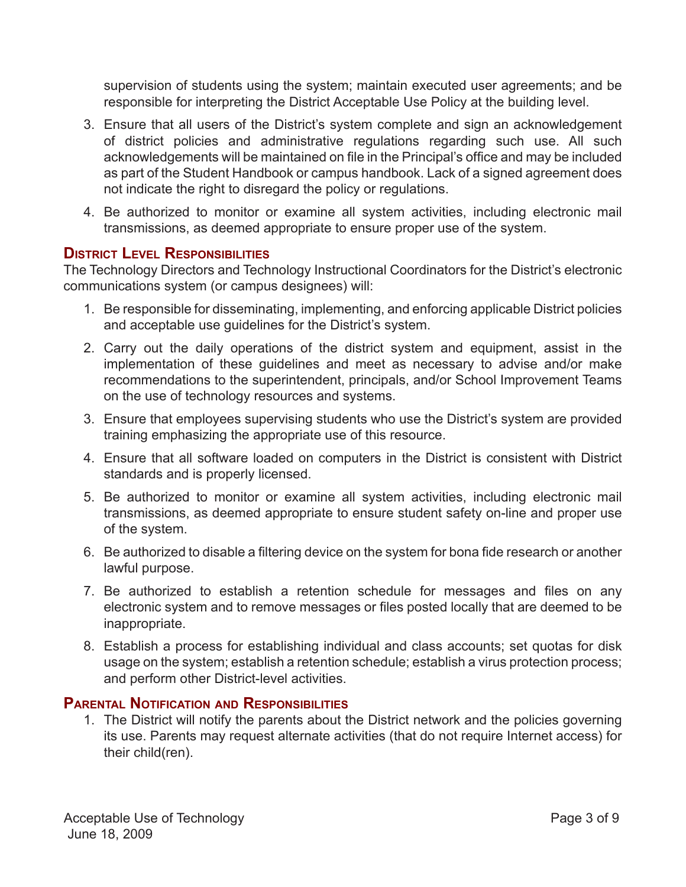supervision of students using the system; maintain executed user agreements; and be responsible for interpreting the District Acceptable Use Policy at the building level.

3. Ensure that all users of the District's system complete and sign an acknowledgement of district policies and administrative regulations regarding such use. All such acknowledgements will be maintained on file in the Principal's office and may be included as part of the Student Handbook or campus handbook. Lack of a signed agreement does not indicate the right to disregard the policy or regulations.
4. Be authorized to monitor or examine all system activities, including electronic mail transmissions, as deemed appropriate to ensure proper use of the system.

## District Level Responsibilities

The Technology Directors and Technology Instructional Coordinators for the District's electronic communications system (or campus designees) will:

1. Be responsible for disseminating, implementing, and enforcing applicable District policies and acceptable use guidelines for the District's system.
2. Carry out the daily operations of the district system and equipment, assist in the implementation of these guidelines and meet as necessary to advise and/or make recommendations to the superintendent, principals, and/or School Improvement Teams on the use of technology resources and systems.
3. Ensure that employees supervising students who use the District's system are provided training emphasizing the appropriate use of this resource.
4. Ensure that all software loaded on computers in the District is consistent with District standards and is properly licensed.
5. Be authorized to monitor or examine all system activities, including electronic mail transmissions, as deemed appropriate to ensure student safety on-line and proper use of the system.
6. Be authorized to disable a filtering device on the system for bona fide research or another lawful purpose.
7. Be authorized to establish a retention schedule for messages and files on any electronic system and to remove messages or files posted locally that are deemed to be inappropriate.
8. Establish a process for establishing individual and class accounts; set quotas for disk usage on the system; establish a retention schedule; establish a virus protection process; and perform other District-level activities.

## Parental Notification and Responsibilities

1. The District will notify the parents about the District network and the policies governing its use. Parents may request alternate activities (that do not require Internet access) for their child(ren).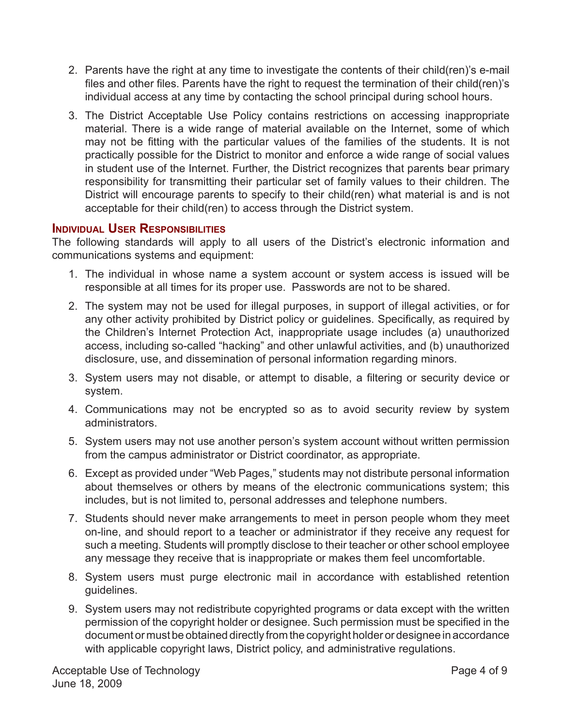2. Parents have the right at any time to investigate the contents of their child(ren)'s e-mail files and other files. Parents have the right to request the termination of their child(ren)'s individual access at any time by contacting the school principal during school hours.
3. The District Acceptable Use Policy contains restrictions on accessing inappropriate material. There is a wide range of material available on the Internet, some of which may not be fitting with the particular values of the families of the students. It is not practically possible for the District to monitor and enforce a wide range of social values in student use of the Internet. Further, the District recognizes that parents bear primary responsibility for transmitting their particular set of family values to their children. The District will encourage parents to specify to their child(ren) what material is and is not acceptable for their child(ren) to access through the District system.

## Individual User Responsibilities

The following standards will apply to all users of the District's electronic information and communications systems and equipment:

1. The individual in whose name a system account or system access is issued will be responsible at all times for its proper use. Passwords are not to be shared.
2. The system may not be used for illegal purposes, in support of illegal activities, or for any other activity prohibited by District policy or guidelines. Specifically, as required by the Children's Internet Protection Act, inappropriate usage includes (a) unauthorized access, including so-called "hacking" and other unlawful activities, and (b) unauthorized disclosure, use, and dissemination of personal information regarding minors.
3. System users may not disable, or attempt to disable, a filtering or security device or system.
4. Communications may not be encrypted so as to avoid security review by system administrators.
5. System users may not use another person's system account without written permission from the campus administrator or District coordinator, as appropriate.
6. Except as provided under "Web Pages," students may not distribute personal information about themselves or others by means of the electronic communications system; this includes, but is not limited to, personal addresses and telephone numbers.
7. Students should never make arrangements to meet in person people whom they meet on-line, and should report to a teacher or administrator if they receive any request for such a meeting. Students will promptly disclose to their teacher or other school employee any message they receive that is inappropriate or makes them feel uncomfortable.
8. System users must purge electronic mail in accordance with established retention guidelines.
9. System users may not redistribute copyrighted programs or data except with the written permission of the copyright holder or designee. Such permission must be specified in the document or must be obtained directly from the copyright holder or designee in accordance with applicable copyright laws, District policy, and administrative regulations.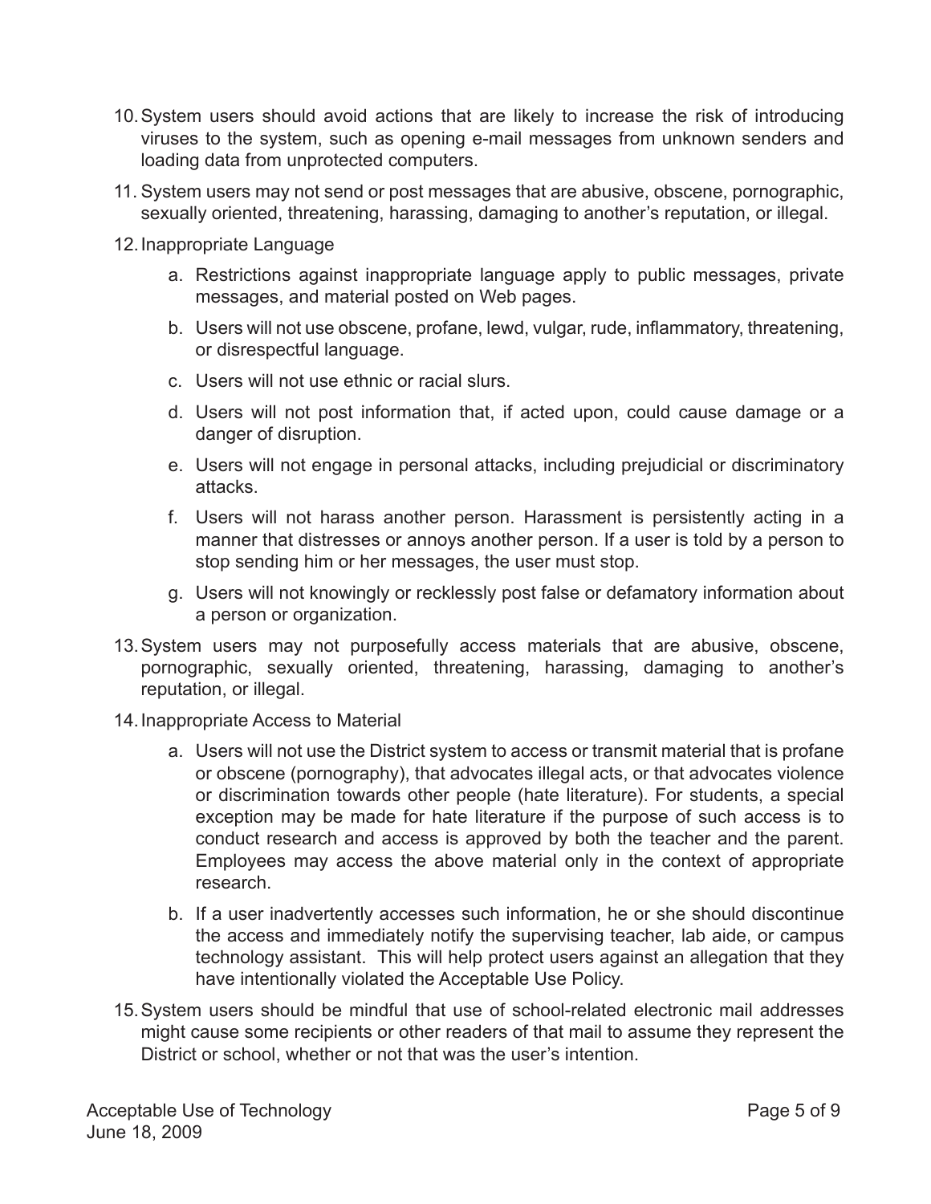10. System users should avoid actions that are likely to increase the risk of introducing viruses to the system, such as opening e-mail messages from unknown senders and loading data from unprotected computers.

11. System users may not send or post messages that are abusive, obscene, pornographic, sexually oriented, threatening, harassing, damaging to another's reputation, or illegal.

12. Inappropriate Language

    a. Restrictions against inappropriate language apply to public messages, private messages, and material posted on Web pages.

    b. Users will not use obscene, profane, lewd, vulgar, rude, inflammatory, threatening, or disrespectful language.

    c. Users will not use ethnic or racial slurs.

    d. Users will not post information that, if acted upon, could cause damage or a danger of disruption.

    e. Users will not engage in personal attacks, including prejudicial or discriminatory attacks.

    f. Users will not harass another person. Harassment is persistently acting in a manner that distresses or annoys another person. If a user is told by a person to stop sending him or her messages, the user must stop.

    g. Users will not knowingly or recklessly post false or defamatory information about a person or organization.

13. System users may not purposefully access materials that are abusive, obscene, pornographic, sexually oriented, threatening, harassing, damaging to another's reputation, or illegal.

14. Inappropriate Access to Material

    a. Users will not use the District system to access or transmit material that is profane or obscene (pornography), that advocates illegal acts, or that advocates violence or discrimination towards other people (hate literature). For students, a special exception may be made for hate literature if the purpose of such access is to conduct research and access is approved by both the teacher and the parent. Employees may access the above material only in the context of appropriate research.

    b. If a user inadvertently accesses such information, he or she should discontinue the access and immediately notify the supervising teacher, lab aide, or campus technology assistant. This will help protect users against an allegation that they have intentionally violated the Acceptable Use Policy.

15. System users should be mindful that use of school-related electronic mail addresses might cause some recipients or other readers of that mail to assume they represent the District or school, whether or not that was the user's intention.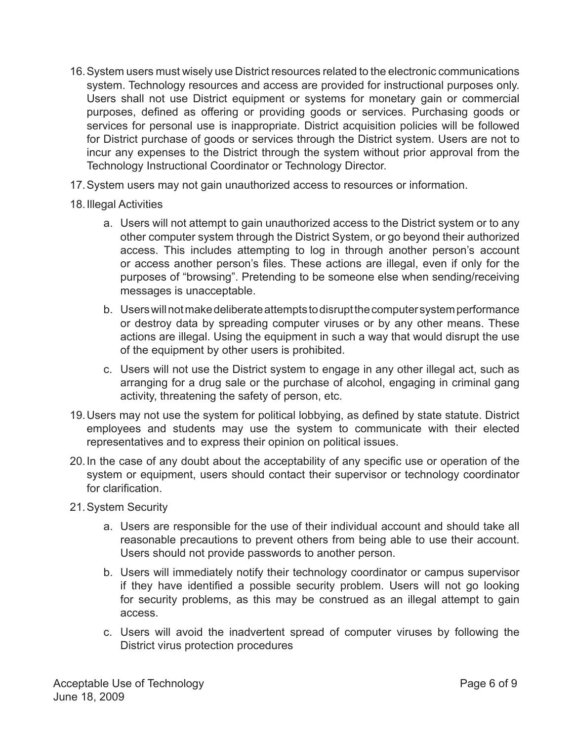16. System users must wisely use District resources related to the electronic communications system. Technology resources and access are provided for instructional purposes only. Users shall not use District equipment or systems for monetary gain or commercial purposes, defined as offering or providing goods or services. Purchasing goods or services for personal use is inappropriate. District acquisition policies will be followed for District purchase of goods or services through the District system. Users are not to incur any expenses to the District through the system without prior approval from the Technology Instructional Coordinator or Technology Director.

17. System users may not gain unauthorized access to resources or information.

18. Illegal Activities

    a. Users will not attempt to gain unauthorized access to the District system or to any other computer system through the District System, or go beyond their authorized access. This includes attempting to log in through another person's account or access another person's files. These actions are illegal, even if only for the purposes of "browsing". Pretending to be someone else when sending/receiving messages is unacceptable.

    b. Users will not make deliberate attempts to disrupt the computer system performance or destroy data by spreading computer viruses or by any other means. These actions are illegal. Using the equipment in such a way that would disrupt the use of the equipment by other users is prohibited.

    c. Users will not use the District system to engage in any other illegal act, such as arranging for a drug sale or the purchase of alcohol, engaging in criminal gang activity, threatening the safety of person, etc.

19. Users may not use the system for political lobbying, as defined by state statute. District employees and students may use the system to communicate with their elected representatives and to express their opinion on political issues.

20. In the case of any doubt about the acceptability of any specific use or operation of the system or equipment, users should contact their supervisor or technology coordinator for clarification.

21. System Security

    a. Users are responsible for the use of their individual account and should take all reasonable precautions to prevent others from being able to use their account. Users should not provide passwords to another person.

    b. Users will immediately notify their technology coordinator or campus supervisor if they have identified a possible security problem. Users will not go looking for security problems, as this may be construed as an illegal attempt to gain access.

    c. Users will avoid the inadvertent spread of computer viruses by following the District virus protection procedures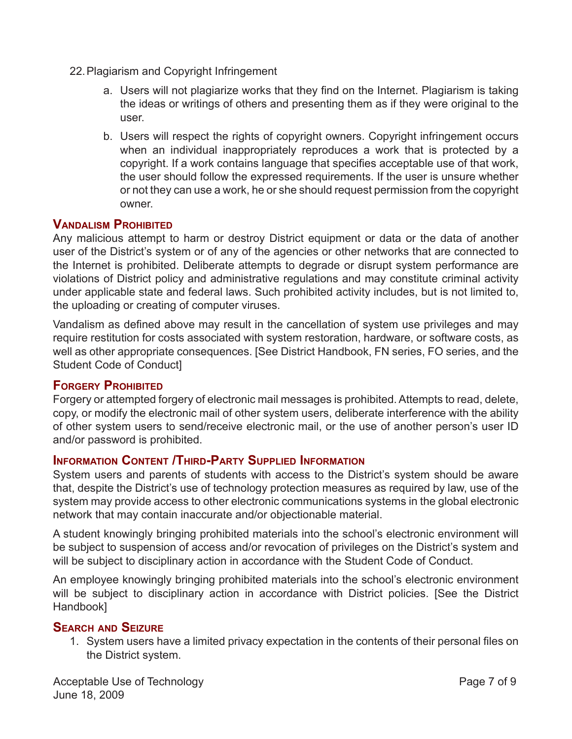22. Plagiarism and Copyright Infringement

    a. Users will not plagiarize works that they find on the Internet. Plagiarism is taking the ideas or writings of others and presenting them as if they were original to the user.

    b. Users will respect the rights of copyright owners. Copyright infringement occurs when an individual inappropriately reproduces a work that is protected by a copyright. If a work contains language that specifies acceptable use of that work, the user should follow the expressed requirements. If the user is unsure whether or not they can use a work, he or she should request permission from the copyright owner.

## Vandalism Prohibited

Any malicious attempt to harm or destroy District equipment or data or the data of another user of the District's system or of any of the agencies or other networks that are connected to the Internet is prohibited. Deliberate attempts to degrade or disrupt system performance are violations of District policy and administrative regulations and may constitute criminal activity under applicable state and federal laws. Such prohibited activity includes, but is not limited to, the uploading or creating of computer viruses.

Vandalism as defined above may result in the cancellation of system use privileges and may require restitution for costs associated with system restoration, hardware, or software costs, as well as other appropriate consequences. [See District Handbook, FN series, FO series, and the Student Code of Conduct]

## Forgery Prohibited

Forgery or attempted forgery of electronic mail messages is prohibited. Attempts to read, delete, copy, or modify the electronic mail of other system users, deliberate interference with the ability of other system users to send/receive electronic mail, or the use of another person's user ID and/or password is prohibited.

## Information Content /Third-Party Supplied Information

System users and parents of students with access to the District's system should be aware that, despite the District's use of technology protection measures as required by law, use of the system may provide access to other electronic communications systems in the global electronic network that may contain inaccurate and/or objectionable material.

A student knowingly bringing prohibited materials into the school's electronic environment will be subject to suspension of access and/or revocation of privileges on the District's system and will be subject to disciplinary action in accordance with the Student Code of Conduct.

An employee knowingly bringing prohibited materials into the school's electronic environment will be subject to disciplinary action in accordance with District policies. [See the District Handbook]

## Search and Seizure

1. System users have a limited privacy expectation in the contents of their personal files on the District system.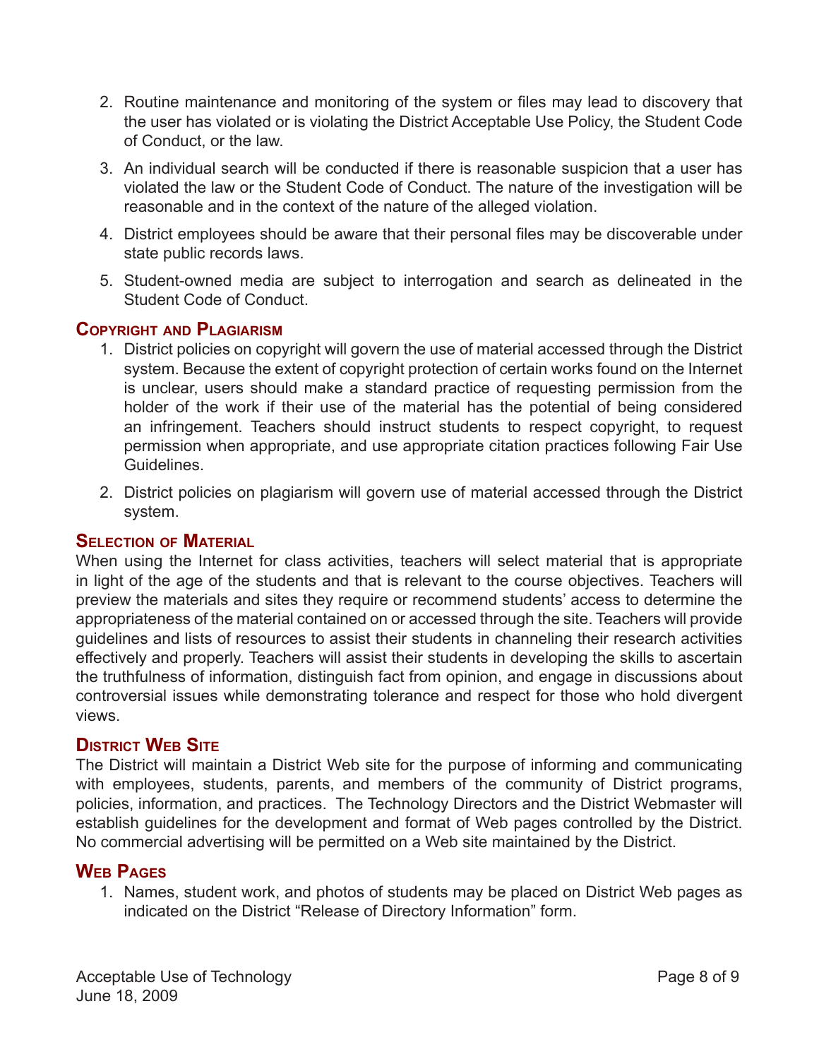2. Routine maintenance and monitoring of the system or files may lead to discovery that the user has violated or is violating the District Acceptable Use Policy, the Student Code of Conduct, or the law.
3. An individual search will be conducted if there is reasonable suspicion that a user has violated the law or the Student Code of Conduct. The nature of the investigation will be reasonable and in the context of the nature of the alleged violation.
4. District employees should be aware that their personal files may be discoverable under state public records laws.
5. Student-owned media are subject to interrogation and search as delineated in the Student Code of Conduct.

### Copyright and Plagiarism

1. District policies on copyright will govern the use of material accessed through the District system. Because the extent of copyright protection of certain works found on the Internet is unclear, users should make a standard practice of requesting permission from the holder of the work if their use of the material has the potential of being considered an infringement. Teachers should instruct students to respect copyright, to request permission when appropriate, and use appropriate citation practices following Fair Use Guidelines.
2. District policies on plagiarism will govern use of material accessed through the District system.

### Selection of Material

When using the Internet for class activities, teachers will select material that is appropriate in light of the age of the students and that is relevant to the course objectives. Teachers will preview the materials and sites they require or recommend students' access to determine the appropriateness of the material contained on or accessed through the site. Teachers will provide guidelines and lists of resources to assist their students in channeling their research activities effectively and properly. Teachers will assist their students in developing the skills to ascertain the truthfulness of information, distinguish fact from opinion, and engage in discussions about controversial issues while demonstrating tolerance and respect for those who hold divergent views.

### District Web Site

The District will maintain a District Web site for the purpose of informing and communicating with employees, students, parents, and members of the community of District programs, policies, information, and practices. The Technology Directors and the District Webmaster will establish guidelines for the development and format of Web pages controlled by the District. No commercial advertising will be permitted on a Web site maintained by the District.

### Web Pages

1. Names, student work, and photos of students may be placed on District Web pages as indicated on the District "Release of Directory Information" form.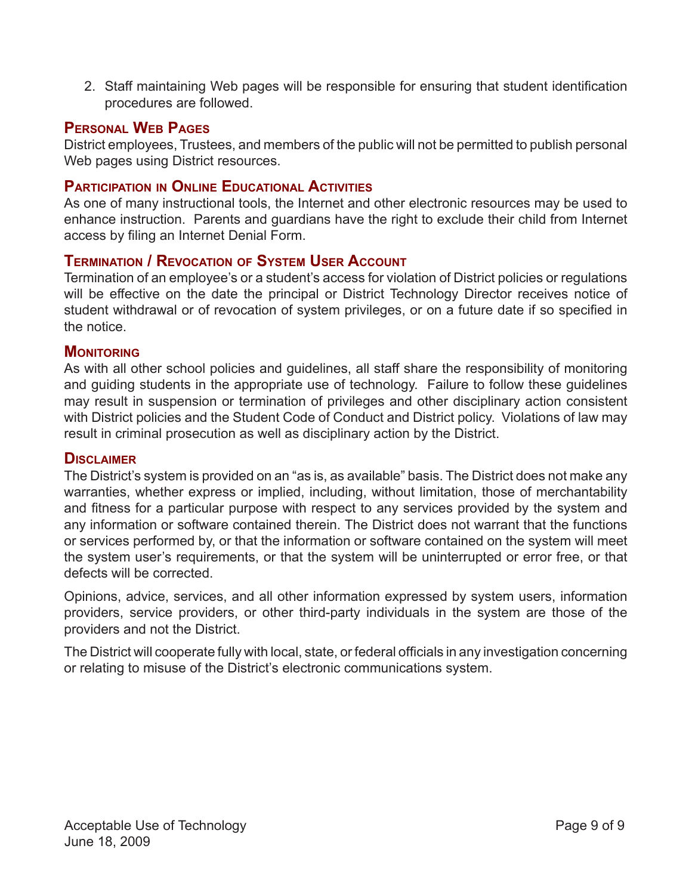2. Staff maintaining Web pages will be responsible for ensuring that student identification procedures are followed.

### Personal Web Pages

District employees, Trustees, and members of the public will not be permitted to publish personal Web pages using District resources.

### Participation in Online Educational Activities

As one of many instructional tools, the Internet and other electronic resources may be used to enhance instruction. Parents and guardians have the right to exclude their child from Internet access by filing an Internet Denial Form.

### Termination / Revocation of System User Account

Termination of an employee's or a student's access for violation of District policies or regulations will be effective on the date the principal or District Technology Director receives notice of student withdrawal or of revocation of system privileges, or on a future date if so specified in the notice.

### Monitoring

As with all other school policies and guidelines, all staff share the responsibility of monitoring and guiding students in the appropriate use of technology. Failure to follow these guidelines may result in suspension or termination of privileges and other disciplinary action consistent with District policies and the Student Code of Conduct and District policy. Violations of law may result in criminal prosecution as well as disciplinary action by the District.

### Disclaimer

The District's system is provided on an "as is, as available" basis. The District does not make any warranties, whether express or implied, including, without limitation, those of merchantability and fitness for a particular purpose with respect to any services provided by the system and any information or software contained therein. The District does not warrant that the functions or services performed by, or that the information or software contained on the system will meet the system user's requirements, or that the system will be uninterrupted or error free, or that defects will be corrected.

Opinions, advice, services, and all other information expressed by system users, information providers, service providers, or other third-party individuals in the system are those of the providers and not the District.

The District will cooperate fully with local, state, or federal officials in any investigation concerning or relating to misuse of the District's electronic communications system.